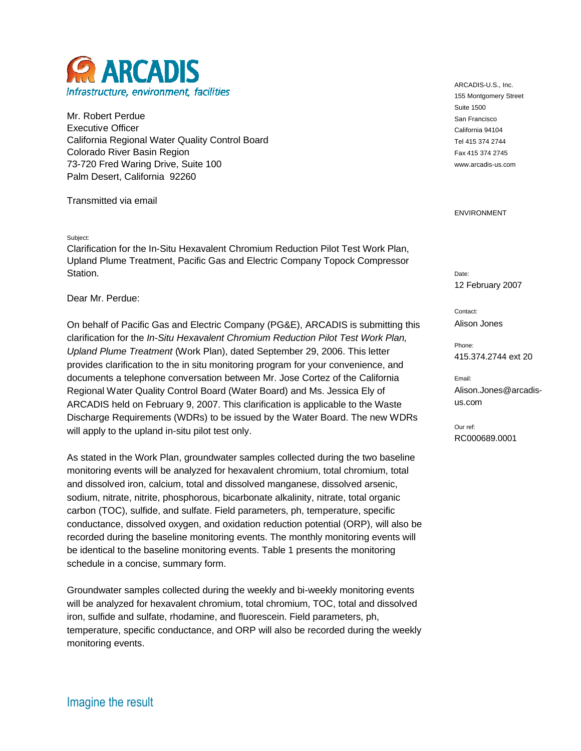**ARCADIS**
*Infrastructure, environment, facilities*

ARCADIS-U.S., Inc.
155 Montgomery Street
Suite 1500
San Francisco
California 94104
Tel 415 374 2744
Fax 415 374 2745
www.arcadis-us.com

ENVIRONMENT

Mr. Robert Perdue
Executive Officer
California Regional Water Quality Control Board
Colorado River Basin Region
73-720 Fred Waring Drive, Suite 100
Palm Desert, California 92260

Transmitted via email

Subject:
Clarification for the In-Situ Hexavalent Chromium Reduction Pilot Test Work Plan, Upland Plume Treatment, Pacific Gas and Electric Company Topock Compressor Station.

Date:
12 February 2007

Contact:
Alison Jones

Phone:
415.374.2744 ext 20

Email:
Alison.Jones@arcadis-us.com

Our ref:
RC000689.0001

Dear Mr. Perdue:

On behalf of Pacific Gas and Electric Company (PG&E), ARCADIS is submitting this clarification for the *In-Situ Hexavalent Chromium Reduction Pilot Test Work Plan, Upland Plume Treatment* (Work Plan), dated September 29, 2006. This letter provides clarification to the in situ monitoring program for your convenience, and documents a telephone conversation between Mr. Jose Cortez of the California Regional Water Quality Control Board (Water Board) and Ms. Jessica Ely of ARCADIS held on February 9, 2007. This clarification is applicable to the Waste Discharge Requirements (WDRs) to be issued by the Water Board. The new WDRs will apply to the upland in-situ pilot test only.

As stated in the Work Plan, groundwater samples collected during the two baseline monitoring events will be analyzed for hexavalent chromium, total chromium, total and dissolved iron, calcium, total and dissolved manganese, dissolved arsenic, sodium, nitrate, nitrite, phosphorous, bicarbonate alkalinity, nitrate, total organic carbon (TOC), sulfide, and sulfate. Field parameters, ph, temperature, specific conductance, dissolved oxygen, and oxidation reduction potential (ORP), will also be recorded during the baseline monitoring events. The monthly monitoring events will be identical to the baseline monitoring events. Table 1 presents the monitoring schedule in a concise, summary form.

Groundwater samples collected during the weekly and bi-weekly monitoring events will be analyzed for hexavalent chromium, total chromium, TOC, total and dissolved iron, sulfide and sulfate, rhodamine, and fluorescein. Field parameters, ph, temperature, specific conductance, and ORP will also be recorded during the weekly monitoring events.

Imagine the result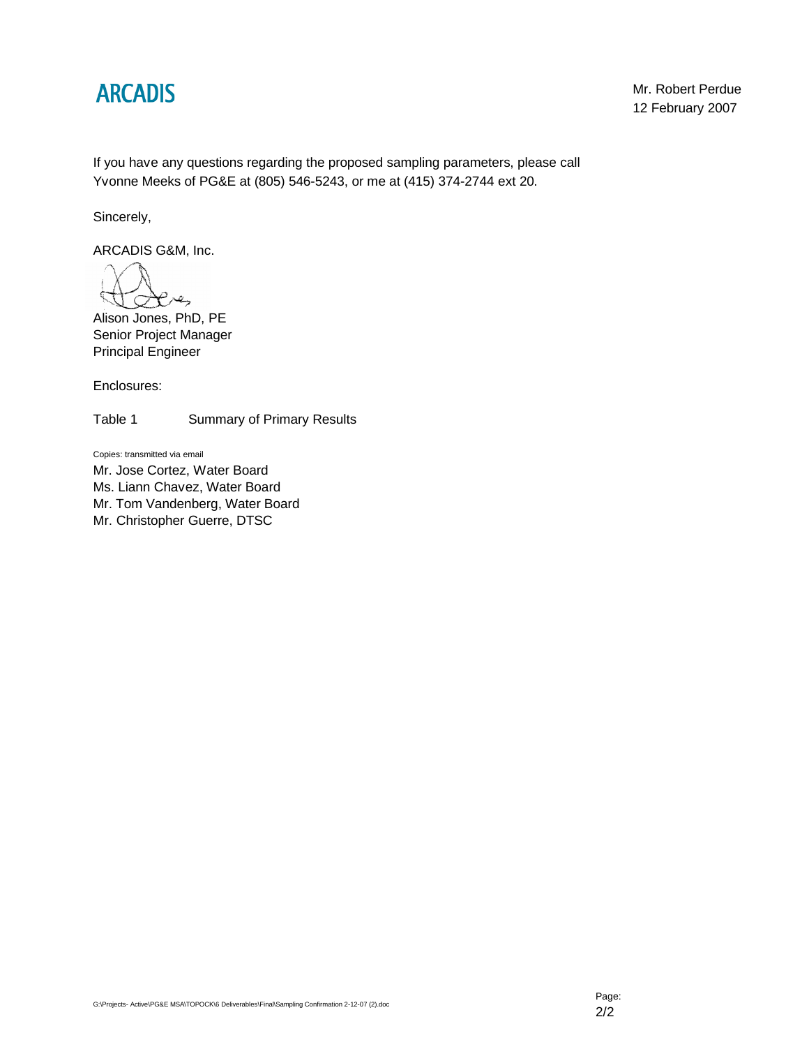If you have any questions regarding the proposed sampling parameters, please call Yvonne Meeks of PG&E at (805) 546-5243, or me at (415) 374-2744 ext 20.

Sincerely,

ARCADIS G&M, Inc.

Alison Jones, PhD, PE
Senior Project Manager
Principal Engineer

Enclosures:

Table 1 Summary of Primary Results

Copies: transmitted via email
Mr. Jose Cortez, Water Board
Ms. Liann Chavez, Water Board
Mr. Tom Vandenberg, Water Board
Mr. Christopher Guerre, DTSC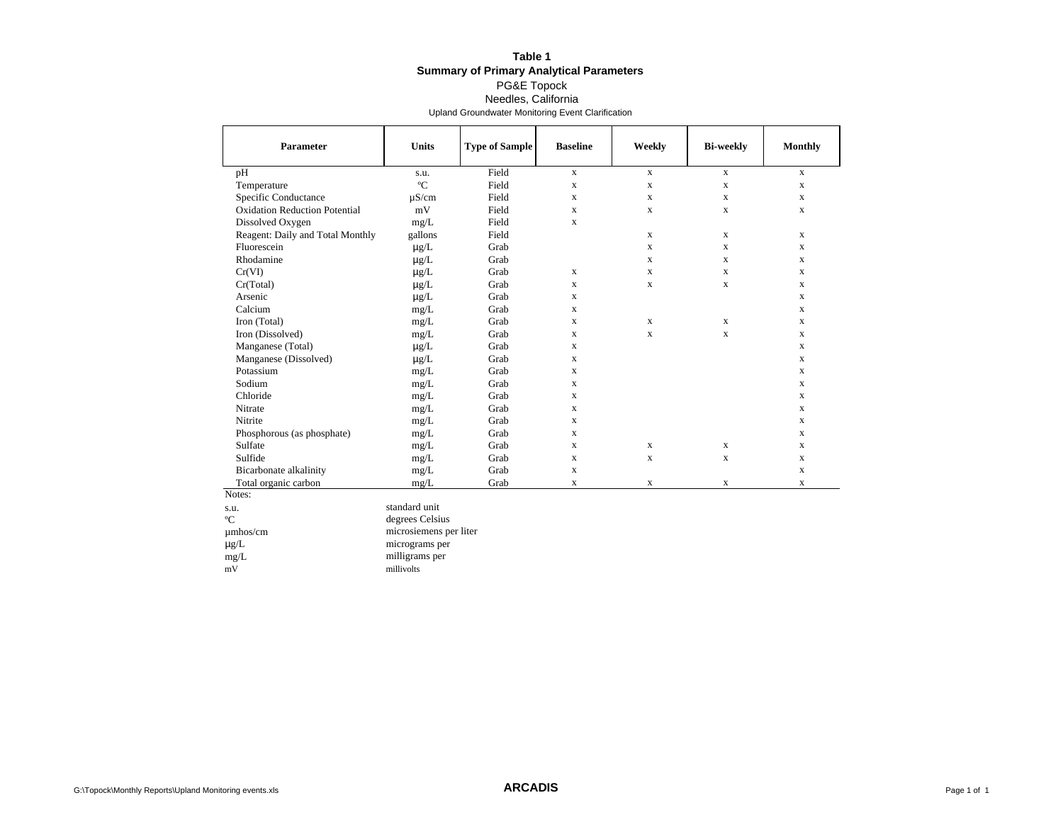**Table 1**
**Summary of Primary Analytical Parameters**
PG&E Topock
Needles, California
Upland Groundwater Monitoring Event Clarification

| Parameter | Units | Type of Sample | Baseline | Weekly | Bi-weekly | Monthly |
|---|---|---|---|---|---|---|
| pH | s.u. | Field | x | x | x | x |
| Temperature | ºC | Field | x | x | x | x |
| Specific Conductance | µS/cm | Field | x | x | x | x |
| Oxidation Reduction Potential | mV | Field | x | x | x | x |
| Dissolved Oxygen | mg/L | Field | x | | | |
| Reagent: Daily and Total Monthly | gallons | Field | | x | x | x |
| Fluorescein | µg/L | Grab | | x | x | x |
| Rhodamine | µg/L | Grab | | x | x | x |
| Cr(VI) | µg/L | Grab | x | x | x | x |
| Cr(Total) | µg/L | Grab | x | x | x | x |
| Arsenic | µg/L | Grab | x | | | x |
| Calcium | mg/L | Grab | x | | | x |
| Iron (Total) | mg/L | Grab | x | x | x | x |
| Iron (Dissolved) | mg/L | Grab | x | x | x | x |
| Manganese (Total) | µg/L | Grab | x | | | x |
| Manganese (Dissolved) | µg/L | Grab | x | | | x |
| Potassium | mg/L | Grab | x | | | x |
| Sodium | mg/L | Grab | x | | | x |
| Chloride | mg/L | Grab | x | | | x |
| Nitrate | mg/L | Grab | x | | | x |
| Nitrite | mg/L | Grab | x | | | x |
| Phosphorous (as phosphate) | mg/L | Grab | x | | | x |
| Sulfate | mg/L | Grab | x | x | x | x |
| Sulfide | mg/L | Grab | x | x | x | x |
| Bicarbonate alkalinity | mg/L | Grab | x | | | x |
| Total organic carbon | mg/L | Grab | x | x | x | x |

Notes:

| | |
|---|---|
| s.u. | standard unit |
| ºC | degrees Celsius |
| µmhos/cm | microsiemens per liter |
| µg/L | micrograms per |
| mg/L | milligrams per |
| mV | millivolts |

G:\Topock\Monthly Reports\Upland Monitoring events.xls

**ARCADIS**